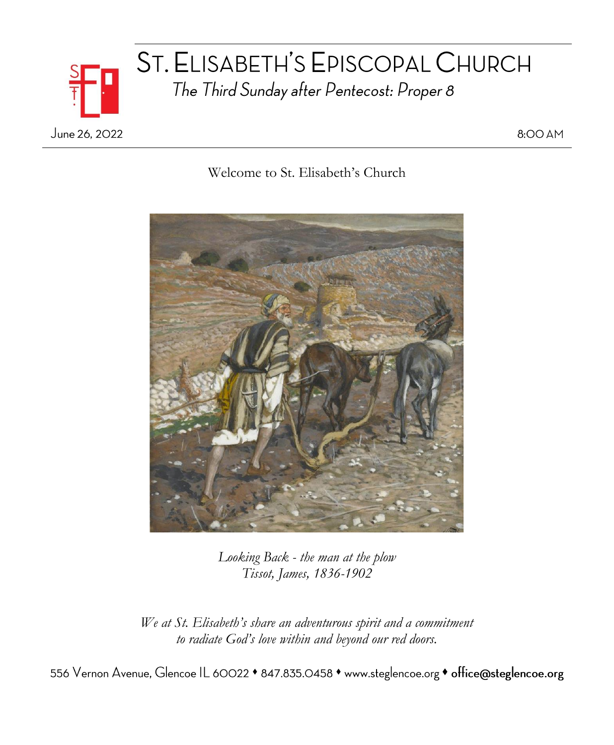# ST. ELISABETH'S EPISCOPAL CHURCH

*The Third Sunday after Pentecost: Proper 8*

June 26, 2022 8:00 AM

Welcome to St. Elisabeth's Church

*Looking Back - the man at the plow*
*Tissot, James, 1836-1902*

*We at St. Elisabeth's share an adventurous spirit and a commitment to radiate God's love within and beyond our red doors.*

556 Vernon Avenue, Glencoe IL 60022 ♦ 847.835.0458 ♦ www.steglencoe.org ♦ **office@steglencoe.org**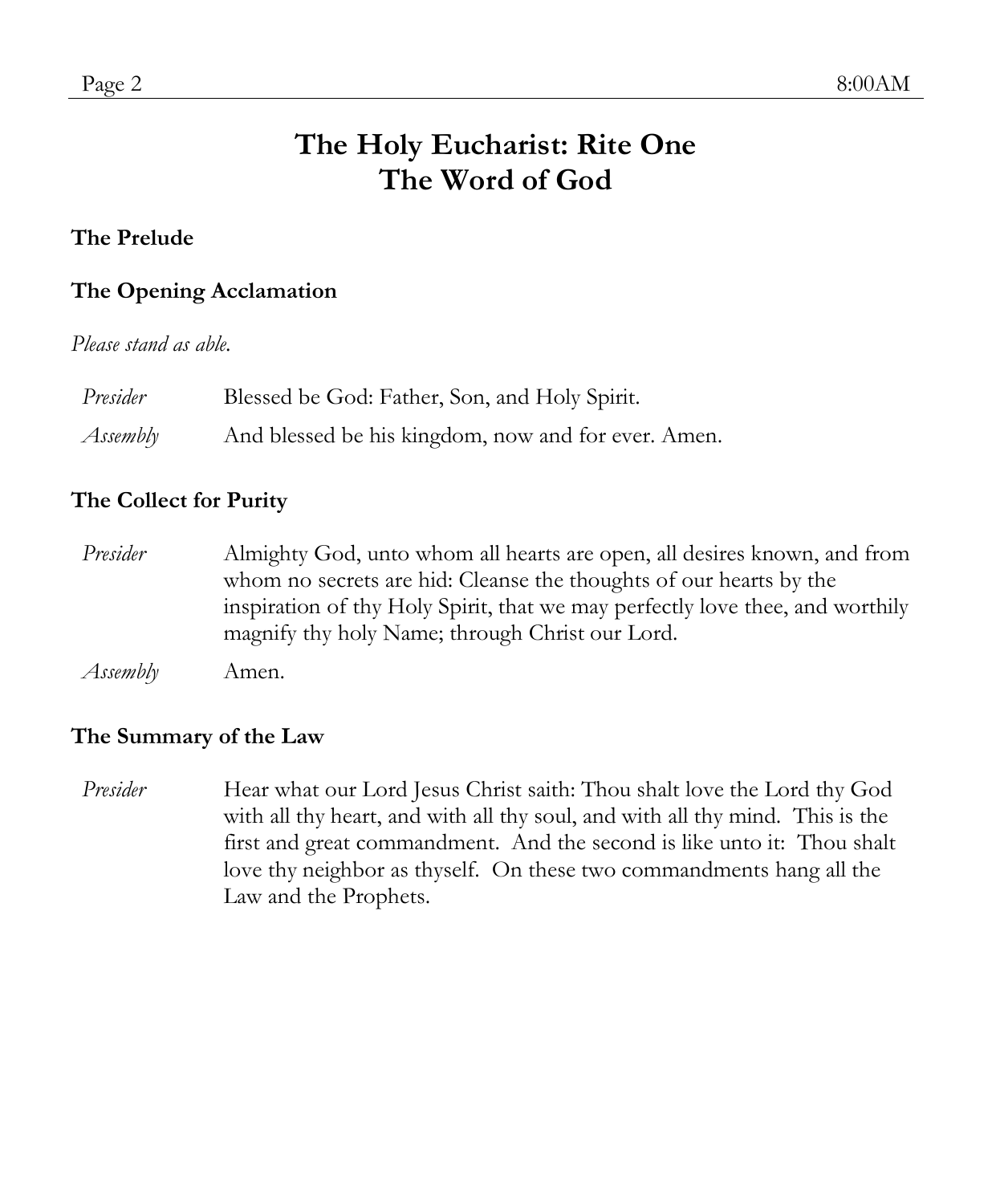# The Holy Eucharist: Rite One
# The Word of God

### The Prelude

### The Opening Acclamation

*Please stand as able.*

| | |
|---|---|
| *Presider* | Blessed be God: Father, Son, and Holy Spirit. |
| *Assembly* | And blessed be his kingdom, now and for ever. Amen. |

### The Collect for Purity

| | |
|---|---|
| *Presider* | Almighty God, unto whom all hearts are open, all desires known, and from whom no secrets are hid: Cleanse the thoughts of our hearts by the inspiration of thy Holy Spirit, that we may perfectly love thee, and worthily magnify thy holy Name; through Christ our Lord. |
| *Assembly* | Amen. |

### The Summary of the Law

| | |
|---|---|
| *Presider* | Hear what our Lord Jesus Christ saith: Thou shalt love the Lord thy God with all thy heart, and with all thy soul, and with all thy mind. This is the first and great commandment. And the second is like unto it: Thou shalt love thy neighbor as thyself. On these two commandments hang all the Law and the Prophets. |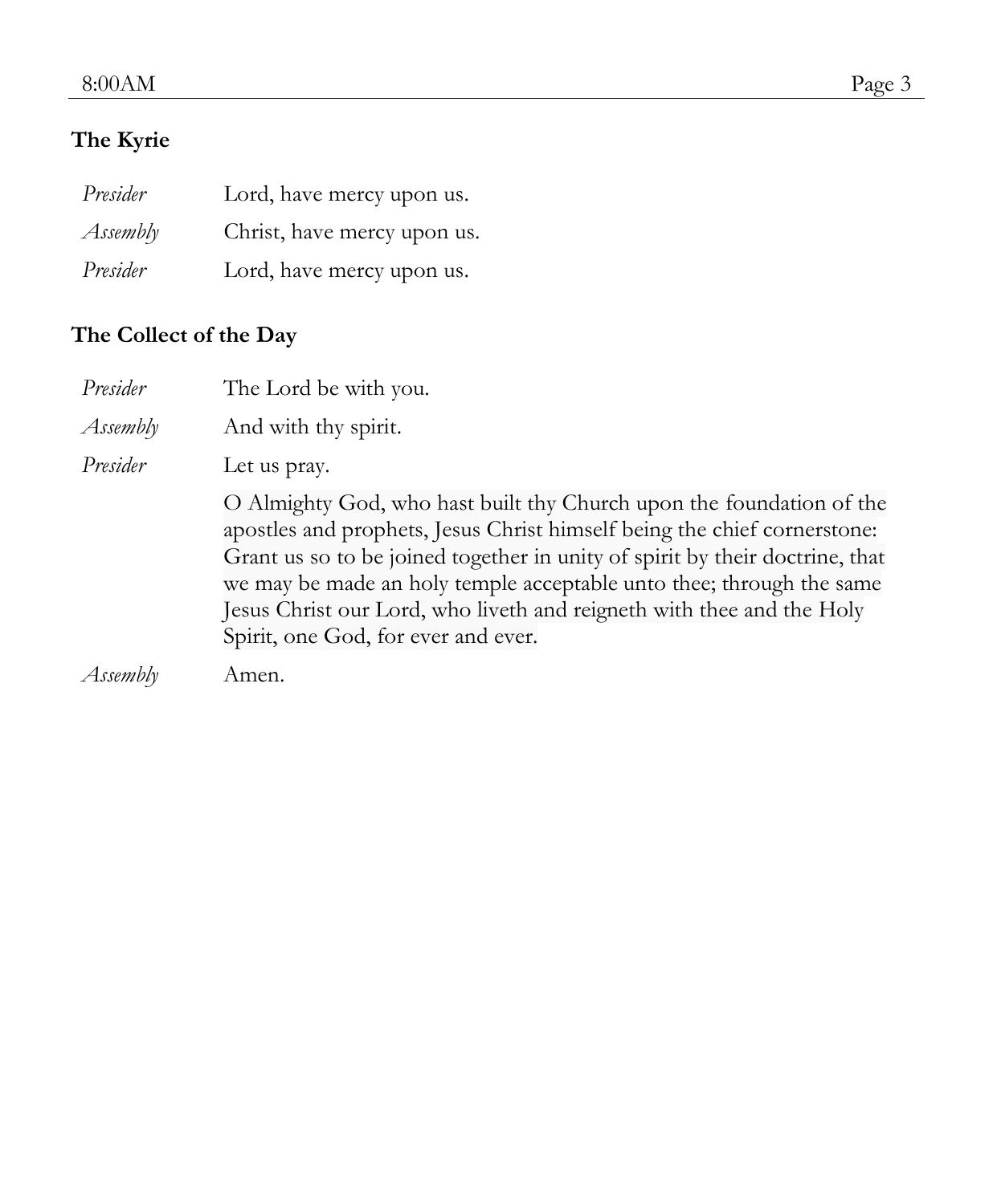## The Kyrie

| | |
|---|---|
| *Presider* | Lord, have mercy upon us. |
| *Assembly* | Christ, have mercy upon us. |
| *Presider* | Lord, have mercy upon us. |

## The Collect of the Day

| | |
|---|---|
| *Presider* | The Lord be with you. |
| *Assembly* | And with thy spirit. |
| *Presider* | Let us pray. |
| | O Almighty God, who hast built thy Church upon the foundation of the apostles and prophets, Jesus Christ himself being the chief cornerstone: Grant us so to be joined together in unity of spirit by their doctrine, that we may be made an holy temple acceptable unto thee; through the same Jesus Christ our Lord, who liveth and reigneth with thee and the Holy Spirit, one God, for ever and ever. |
| *Assembly* | Amen. |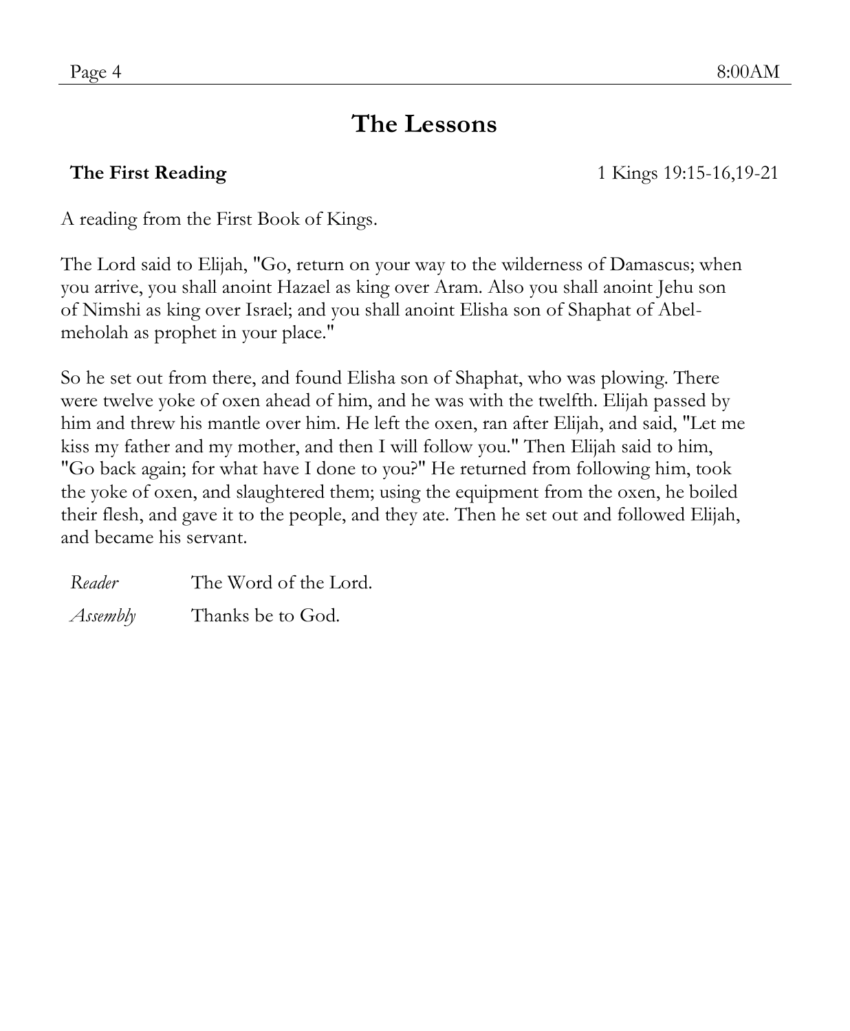# The Lessons

**The First Reading** 1 Kings 19:15-16,19-21

A reading from the First Book of Kings.

The Lord said to Elijah, "Go, return on your way to the wilderness of Damascus; when you arrive, you shall anoint Hazael as king over Aram. Also you shall anoint Jehu son of Nimshi as king over Israel; and you shall anoint Elisha son of Shaphat of Abel-meholah as prophet in your place."

So he set out from there, and found Elisha son of Shaphat, who was plowing. There were twelve yoke of oxen ahead of him, and he was with the twelfth. Elijah passed by him and threw his mantle over him. He left the oxen, ran after Elijah, and said, "Let me kiss my father and my mother, and then I will follow you." Then Elijah said to him, "Go back again; for what have I done to you?" He returned from following him, took the yoke of oxen, and slaughtered them; using the equipment from the oxen, he boiled their flesh, and gave it to the people, and they ate. Then he set out and followed Elijah, and became his servant.

*Reader* The Word of the Lord.

*Assembly* Thanks be to God.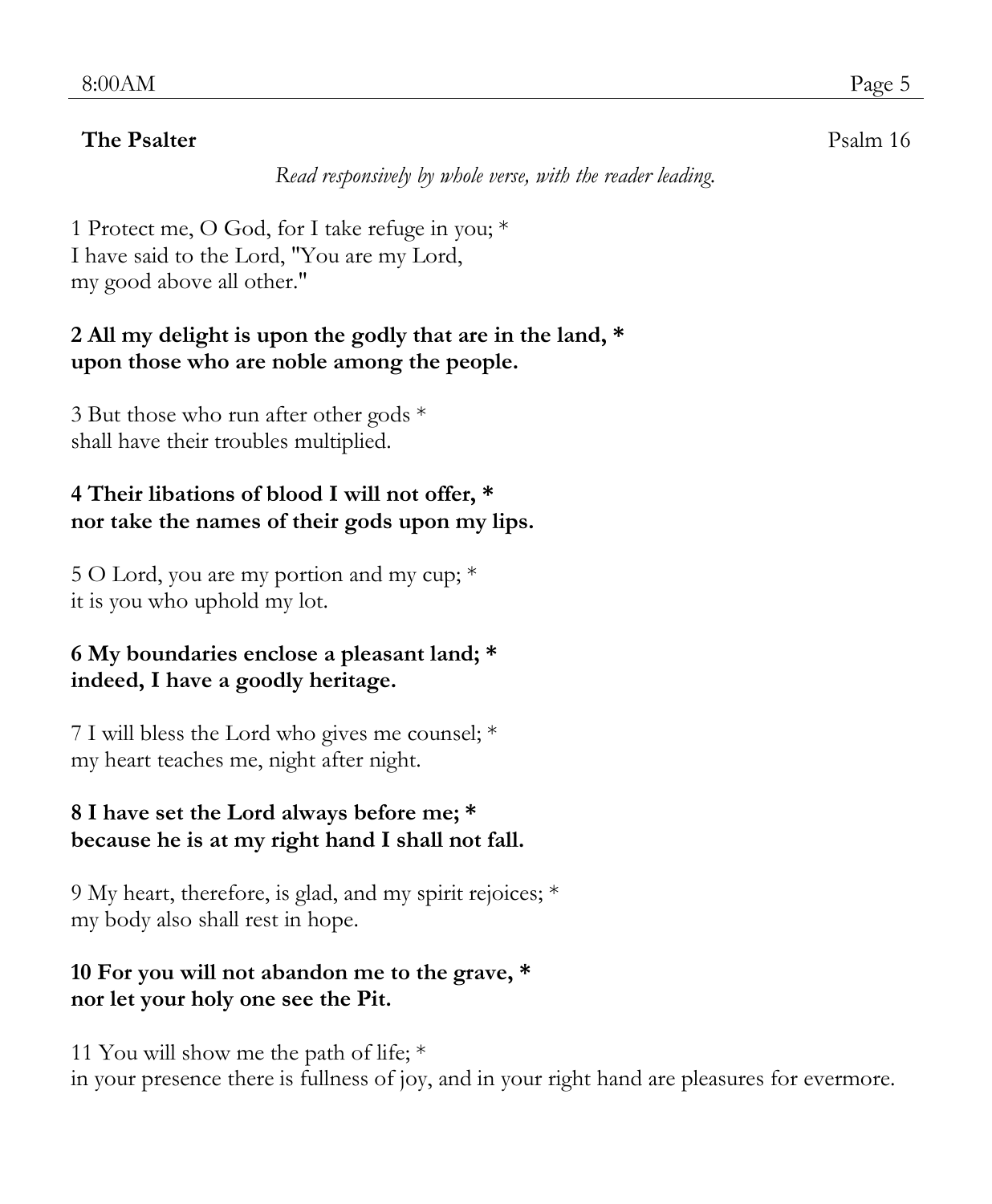**The Psalter** Psalm 16

*Read responsively by whole verse, with the reader leading.*

1 Protect me, O God, for I take refuge in you; *
I have said to the Lord, "You are my Lord,
my good above all other."

**2 All my delight is upon the godly that are in the land, *
upon those who are noble among the people.**

3 But those who run after other gods *
shall have their troubles multiplied.

**4 Their libations of blood I will not offer, *
nor take the names of their gods upon my lips.**

5 O Lord, you are my portion and my cup; *
it is you who uphold my lot.

**6 My boundaries enclose a pleasant land; *
indeed, I have a goodly heritage.**

7 I will bless the Lord who gives me counsel; *
my heart teaches me, night after night.

**8 I have set the Lord always before me; *
because he is at my right hand I shall not fall.**

9 My heart, therefore, is glad, and my spirit rejoices; *
my body also shall rest in hope.

**10 For you will not abandon me to the grave, *
nor let your holy one see the Pit.**

11 You will show me the path of life; *
in your presence there is fullness of joy, and in your right hand are pleasures for evermore.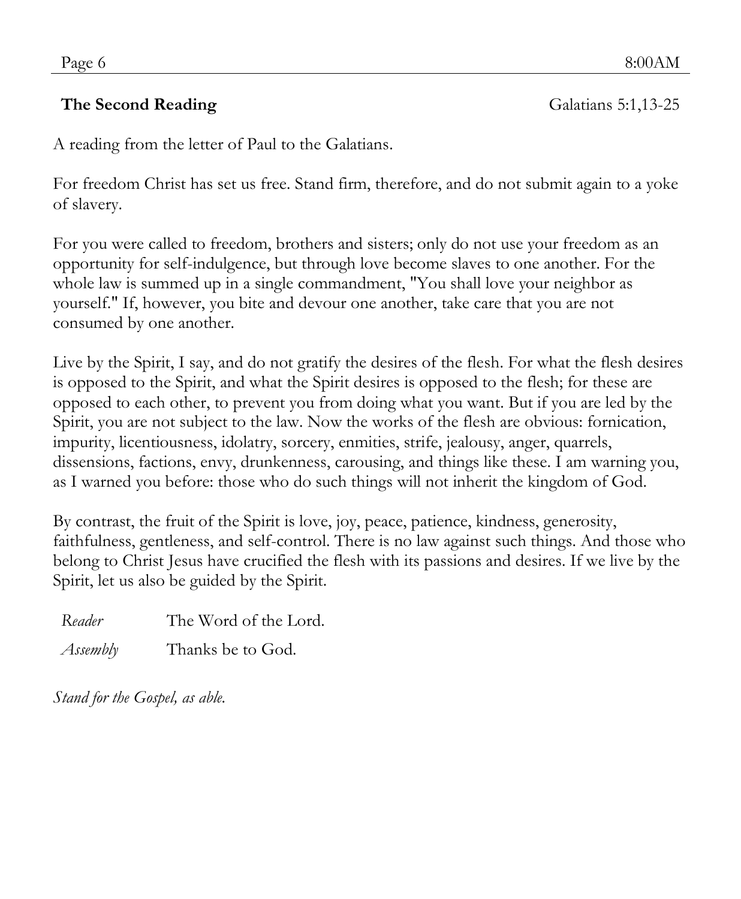**The Second Reading** Galatians 5:1,13-25

A reading from the letter of Paul to the Galatians.

For freedom Christ has set us free. Stand firm, therefore, and do not submit again to a yoke of slavery.

For you were called to freedom, brothers and sisters; only do not use your freedom as an opportunity for self-indulgence, but through love become slaves to one another. For the whole law is summed up in a single commandment, "You shall love your neighbor as yourself." If, however, you bite and devour one another, take care that you are not consumed by one another.

Live by the Spirit, I say, and do not gratify the desires of the flesh. For what the flesh desires is opposed to the Spirit, and what the Spirit desires is opposed to the flesh; for these are opposed to each other, to prevent you from doing what you want. But if you are led by the Spirit, you are not subject to the law. Now the works of the flesh are obvious: fornication, impurity, licentiousness, idolatry, sorcery, enmities, strife, jealousy, anger, quarrels, dissensions, factions, envy, drunkenness, carousing, and things like these. I am warning you, as I warned you before: those who do such things will not inherit the kingdom of God.

By contrast, the fruit of the Spirit is love, joy, peace, patience, kindness, generosity, faithfulness, gentleness, and self-control. There is no law against such things. And those who belong to Christ Jesus have crucified the flesh with its passions and desires. If we live by the Spirit, let us also be guided by the Spirit.

*Reader* The Word of the Lord.

*Assembly* Thanks be to God.

*Stand for the Gospel, as able.*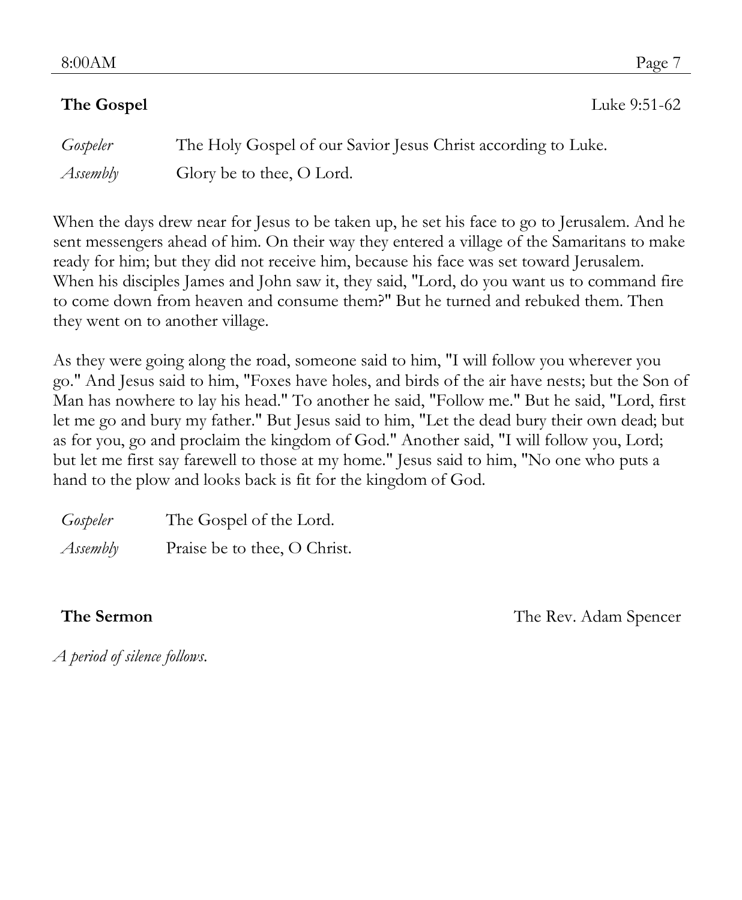**The Gospel** Luke 9:51-62

| | |
|---|---|
| *Gospeler* | The Holy Gospel of our Savior Jesus Christ according to Luke. |
| *Assembly* | Glory be to thee, O Lord. |

When the days drew near for Jesus to be taken up, he set his face to go to Jerusalem. And he sent messengers ahead of him. On their way they entered a village of the Samaritans to make ready for him; but they did not receive him, because his face was set toward Jerusalem. When his disciples James and John saw it, they said, "Lord, do you want us to command fire to come down from heaven and consume them?" But he turned and rebuked them. Then they went on to another village.

As they were going along the road, someone said to him, "I will follow you wherever you go." And Jesus said to him, "Foxes have holes, and birds of the air have nests; but the Son of Man has nowhere to lay his head." To another he said, "Follow me." But he said, "Lord, first let me go and bury my father." But Jesus said to him, "Let the dead bury their own dead; but as for you, go and proclaim the kingdom of God." Another said, "I will follow you, Lord; but let me first say farewell to those at my home." Jesus said to him, "No one who puts a hand to the plow and looks back is fit for the kingdom of God.

| | |
|---|---|
| *Gospeler* | The Gospel of the Lord. |
| *Assembly* | Praise be to thee, O Christ. |

**The Sermon** The Rev. Adam Spencer

*A period of silence follows.*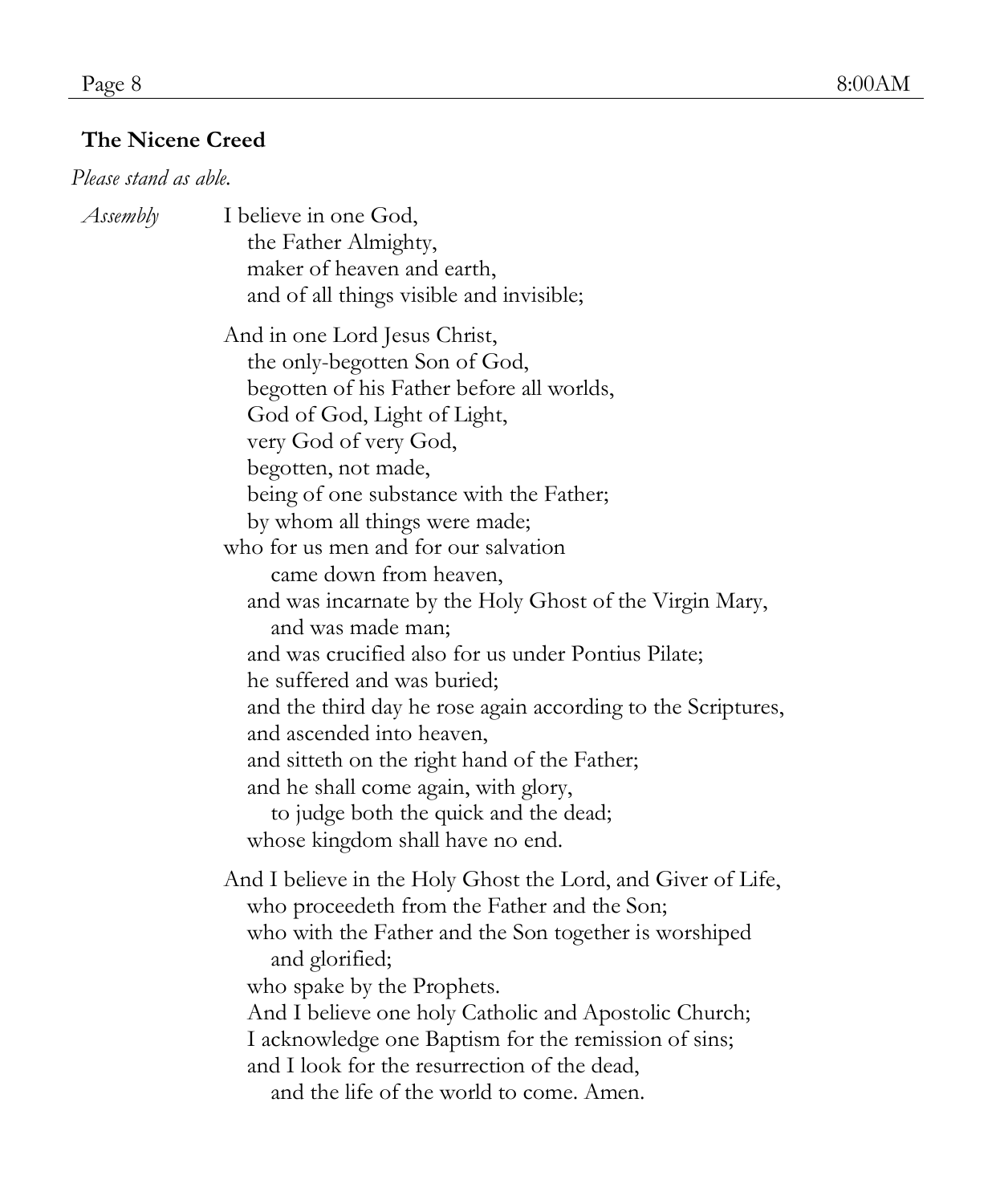### The Nicene Creed

*Please stand as able.*

*Assembly*

I believe in one God,
the Father Almighty,
maker of heaven and earth,
and of all things visible and invisible;

And in one Lord Jesus Christ,
the only-begotten Son of God,
begotten of his Father before all worlds,
God of God, Light of Light,
very God of very God,
begotten, not made,
being of one substance with the Father;
by whom all things were made;
who for us men and for our salvation
came down from heaven,
and was incarnate by the Holy Ghost of the Virgin Mary,
and was made man;
and was crucified also for us under Pontius Pilate;
he suffered and was buried;
and the third day he rose again according to the Scriptures,
and ascended into heaven,
and sitteth on the right hand of the Father;
and he shall come again, with glory,
to judge both the quick and the dead;
whose kingdom shall have no end.

And I believe in the Holy Ghost the Lord, and Giver of Life,
who proceedeth from the Father and the Son;
who with the Father and the Son together is worshiped
and glorified;
who spake by the Prophets.
And I believe one holy Catholic and Apostolic Church;
I acknowledge one Baptism for the remission of sins;
and I look for the resurrection of the dead,
and the life of the world to come. Amen.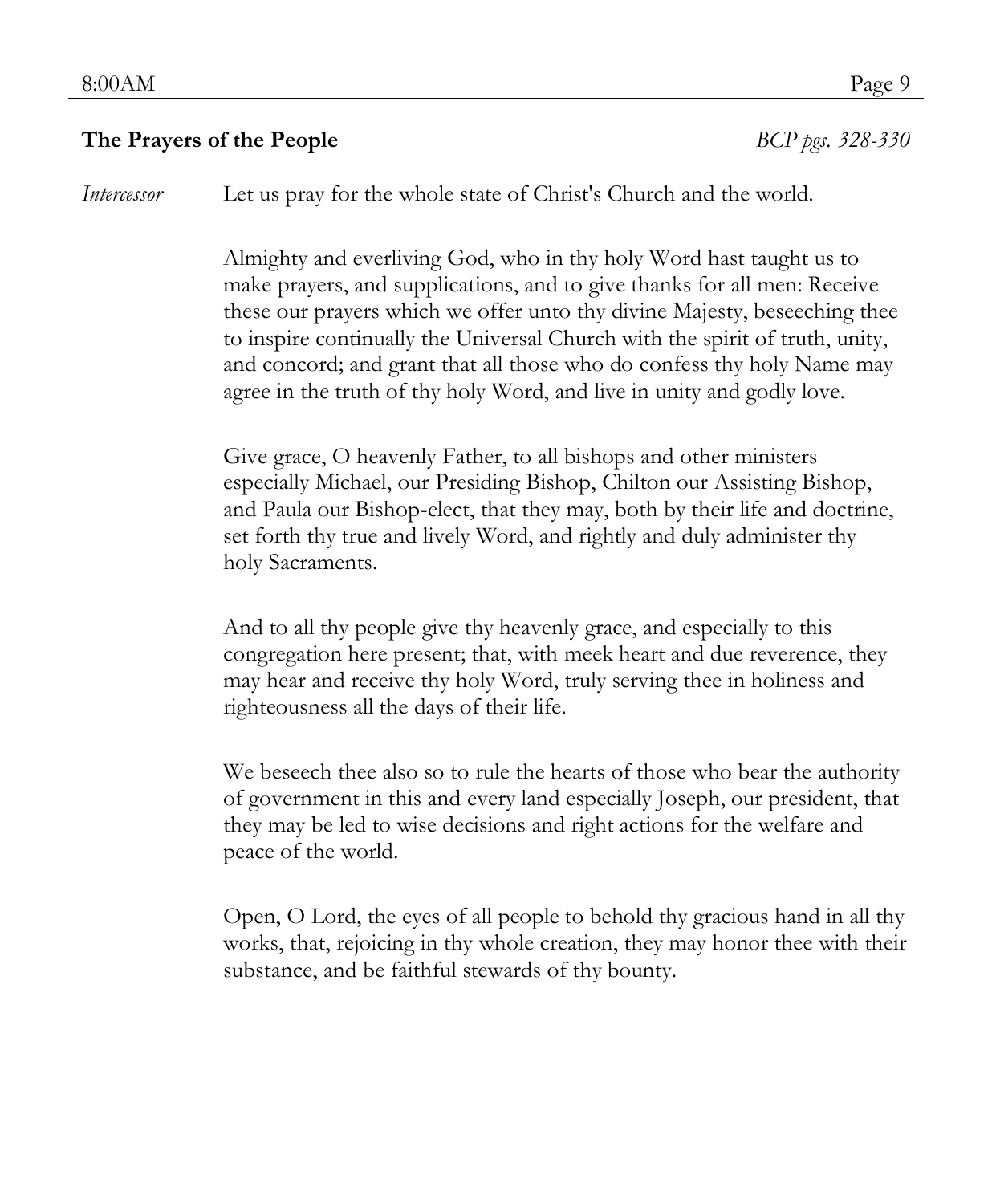**The Prayers of the People** *BCP pgs. 328-330*

*Intercessor* Let us pray for the whole state of Christ's Church and the world.

Almighty and everliving God, who in thy holy Word hast taught us to make prayers, and supplications, and to give thanks for all men: Receive these our prayers which we offer unto thy divine Majesty, beseeching thee to inspire continually the Universal Church with the spirit of truth, unity, and concord; and grant that all those who do confess thy holy Name may agree in the truth of thy holy Word, and live in unity and godly love.

Give grace, O heavenly Father, to all bishops and other ministers especially Michael, our Presiding Bishop, Chilton our Assisting Bishop, and Paula our Bishop-elect, that they may, both by their life and doctrine, set forth thy true and lively Word, and rightly and duly administer thy holy Sacraments.

And to all thy people give thy heavenly grace, and especially to this congregation here present; that, with meek heart and due reverence, they may hear and receive thy holy Word, truly serving thee in holiness and righteousness all the days of their life.

We beseech thee also so to rule the hearts of those who bear the authority of government in this and every land especially Joseph, our president, that they may be led to wise decisions and right actions for the welfare and peace of the world.

Open, O Lord, the eyes of all people to behold thy gracious hand in all thy works, that, rejoicing in thy whole creation, they may honor thee with their substance, and be faithful stewards of thy bounty.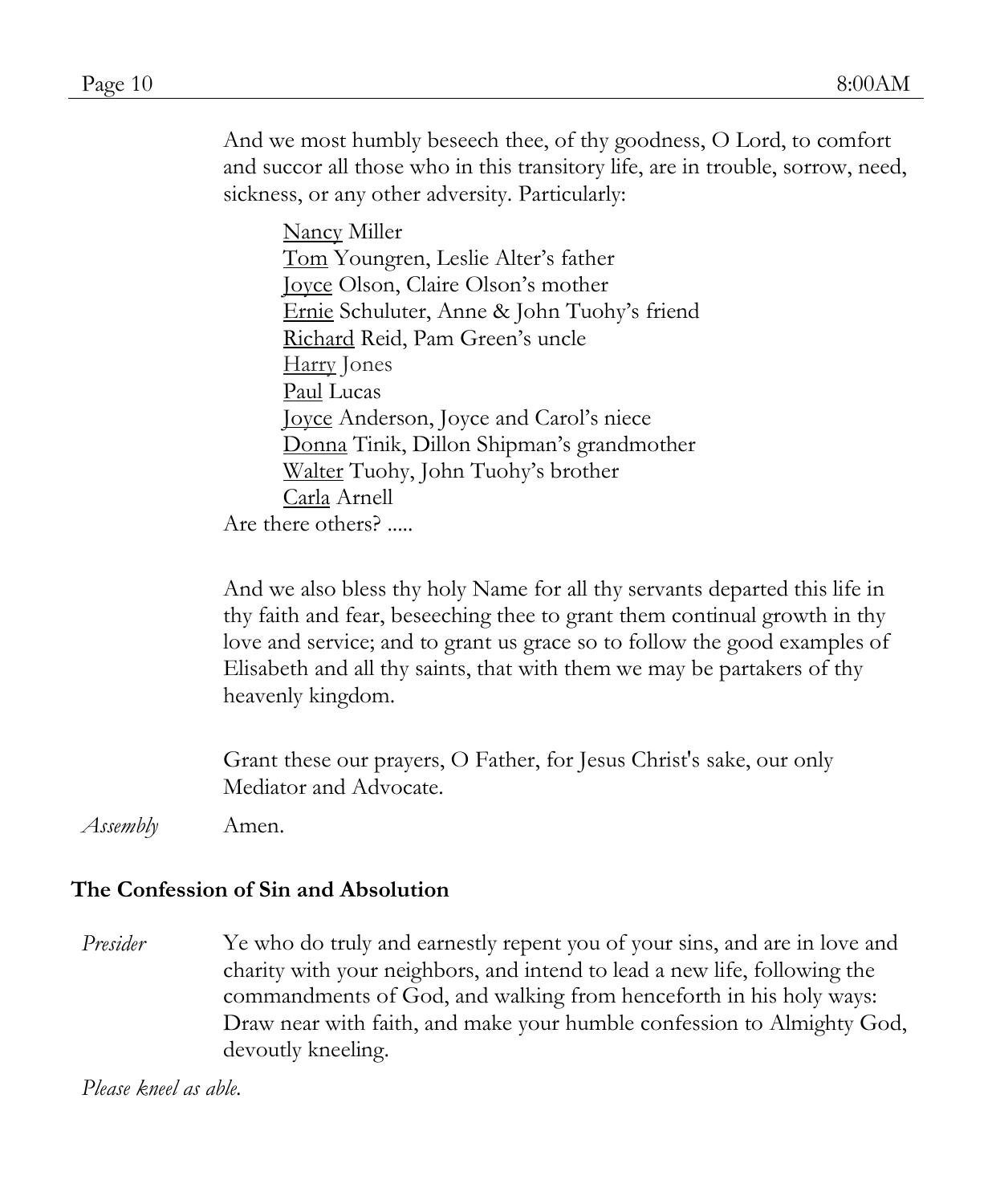And we most humbly beseech thee, of thy goodness, O Lord, to comfort and succor all those who in this transitory life, are in trouble, sorrow, need, sickness, or any other adversity. Particularly:

<u>Nancy</u> Miller
<u>Tom</u> Youngren, Leslie Alter's father
<u>Joyce</u> Olson, Claire Olson's mother
<u>Ernie</u> Schuluter, Anne & John Tuohy's friend
<u>Richard</u> Reid, Pam Green's uncle
<u>Harry</u> Jones
<u>Paul</u> Lucas
<u>Joyce</u> Anderson, Joyce and Carol's niece
<u>Donna</u> Tinik, Dillon Shipman's grandmother
<u>Walter</u> Tuohy, John Tuohy's brother
<u>Carla</u> Arnell

Are there others? .....

And we also bless thy holy Name for all thy servants departed this life in thy faith and fear, beseeching thee to grant them continual growth in thy love and service; and to grant us grace so to follow the good examples of Elisabeth and all thy saints, that with them we may be partakers of thy heavenly kingdom.

Grant these our prayers, O Father, for Jesus Christ's sake, our only Mediator and Advocate.

*Assembly* Amen.

**The Confession of Sin and Absolution**

*Presider* Ye who do truly and earnestly repent you of your sins, and are in love and charity with your neighbors, and intend to lead a new life, following the commandments of God, and walking from henceforth in his holy ways: Draw near with faith, and make your humble confession to Almighty God, devoutly kneeling.

*Please kneel as able.*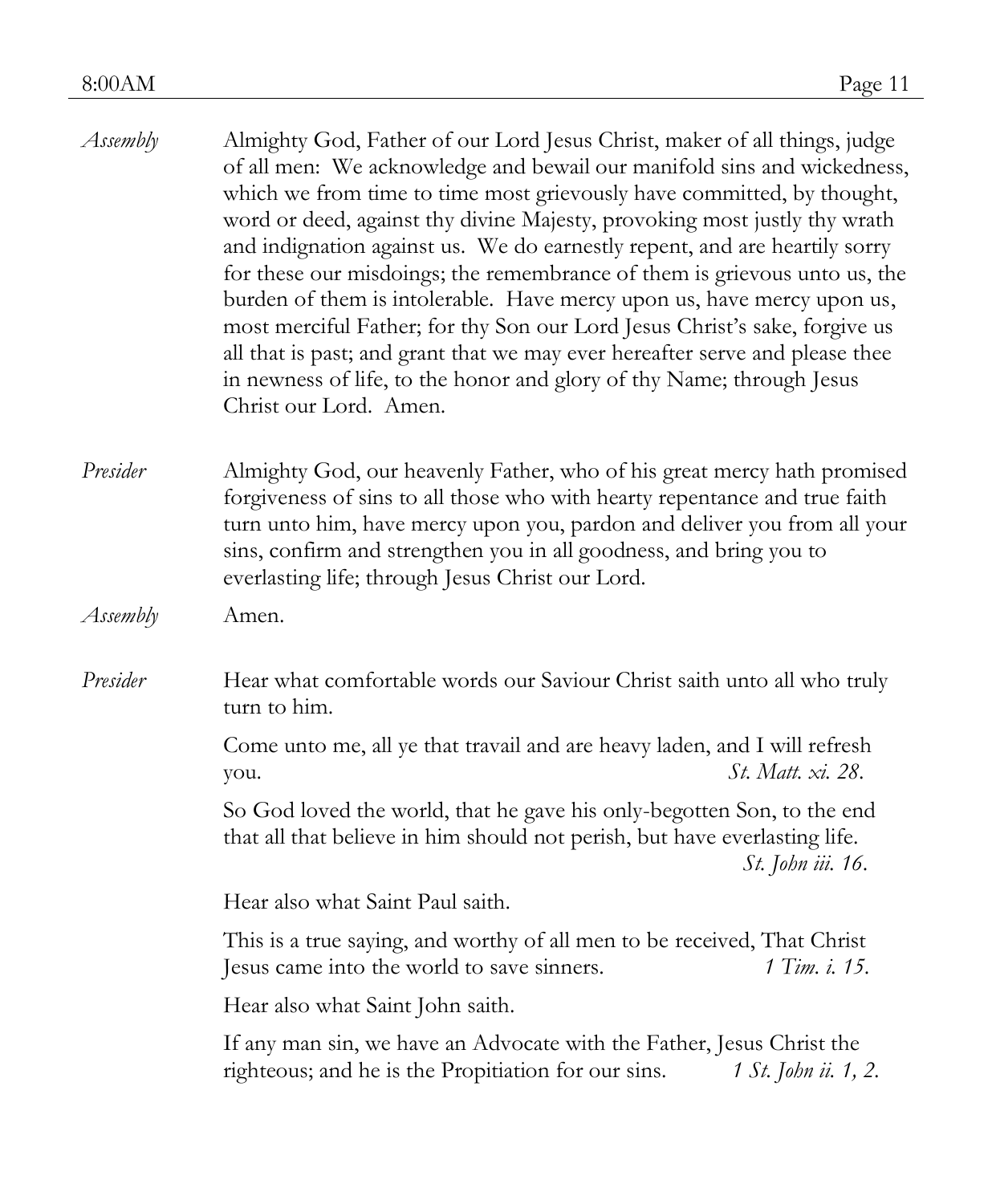*Assembly* Almighty God, Father of our Lord Jesus Christ, maker of all things, judge of all men: We acknowledge and bewail our manifold sins and wickedness, which we from time to time most grievously have committed, by thought, word or deed, against thy divine Majesty, provoking most justly thy wrath and indignation against us. We do earnestly repent, and are heartily sorry for these our misdoings; the remembrance of them is grievous unto us, the burden of them is intolerable. Have mercy upon us, have mercy upon us, most merciful Father; for thy Son our Lord Jesus Christ's sake, forgive us all that is past; and grant that we may ever hereafter serve and please thee in newness of life, to the honor and glory of thy Name; through Jesus Christ our Lord. Amen.

*Presider* Almighty God, our heavenly Father, who of his great mercy hath promised forgiveness of sins to all those who with hearty repentance and true faith turn unto him, have mercy upon you, pardon and deliver you from all your sins, confirm and strengthen you in all goodness, and bring you to everlasting life; through Jesus Christ our Lord.

*Assembly* Amen.

*Presider* Hear what comfortable words our Saviour Christ saith unto all who truly turn to him.

Come unto me, all ye that travail and are heavy laden, and I will refresh you. *St. Matt. xi. 28.*

So God loved the world, that he gave his only-begotten Son, to the end that all that believe in him should not perish, but have everlasting life. *St. John iii. 16.*

Hear also what Saint Paul saith.

This is a true saying, and worthy of all men to be received, That Christ Jesus came into the world to save sinners. *1 Tim. i. 15.*

Hear also what Saint John saith.

If any man sin, we have an Advocate with the Father, Jesus Christ the righteous; and he is the Propitiation for our sins. *1 St. John ii. 1, 2.*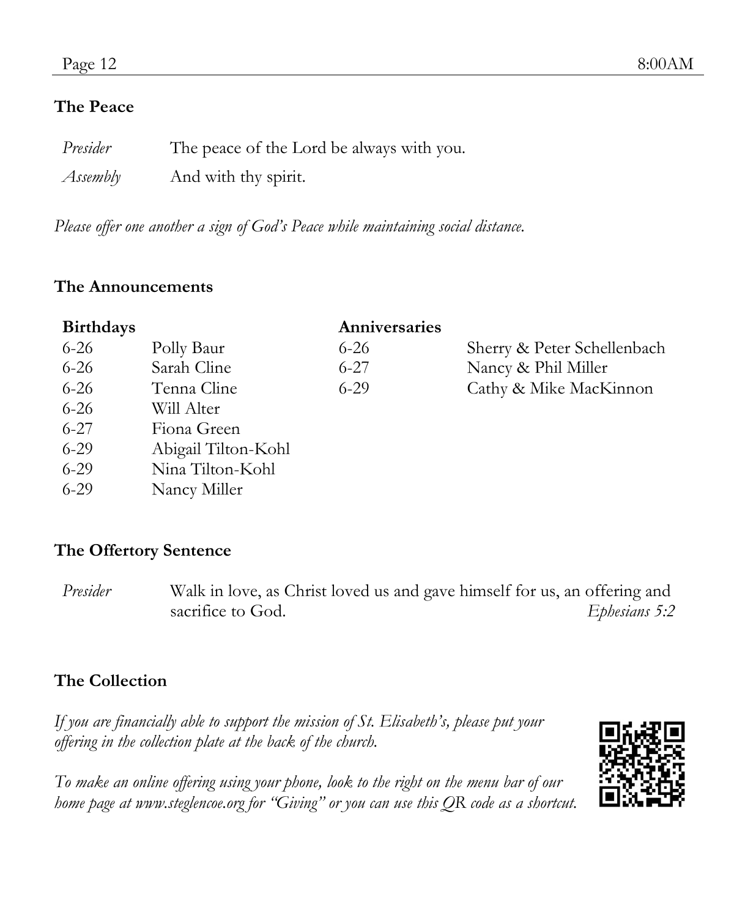## The Peace

| | |
|---|---|
| *Presider* | The peace of the Lord be always with you. |
| *Assembly* | And with thy spirit. |

*Please offer one another a sign of God's Peace while maintaining social distance.*

## The Announcements

**Birthdays**

| | |
|---|---|
| 6-26 | Polly Baur |
| 6-26 | Sarah Cline |
| 6-26 | Tenna Cline |
| 6-26 | Will Alter |
| 6-27 | Fiona Green |
| 6-29 | Abigail Tilton-Kohl |
| 6-29 | Nina Tilton-Kohl |
| 6-29 | Nancy Miller |

**Anniversaries**

| | |
|---|---|
| 6-26 | Sherry & Peter Schellenbach |
| 6-27 | Nancy & Phil Miller |
| 6-29 | Cathy & Mike MacKinnon |

## The Offertory Sentence

*Presider* Walk in love, as Christ loved us and gave himself for us, an offering and sacrifice to God. *Ephesians 5:2*

## The Collection

*If you are financially able to support the mission of St. Elisabeth's, please put your offering in the collection plate at the back of the church.*

*To make an online offering using your phone, look to the right on the menu bar of our home page at www.steglencoe.org for "Giving" or you can use this QR code as a shortcut.*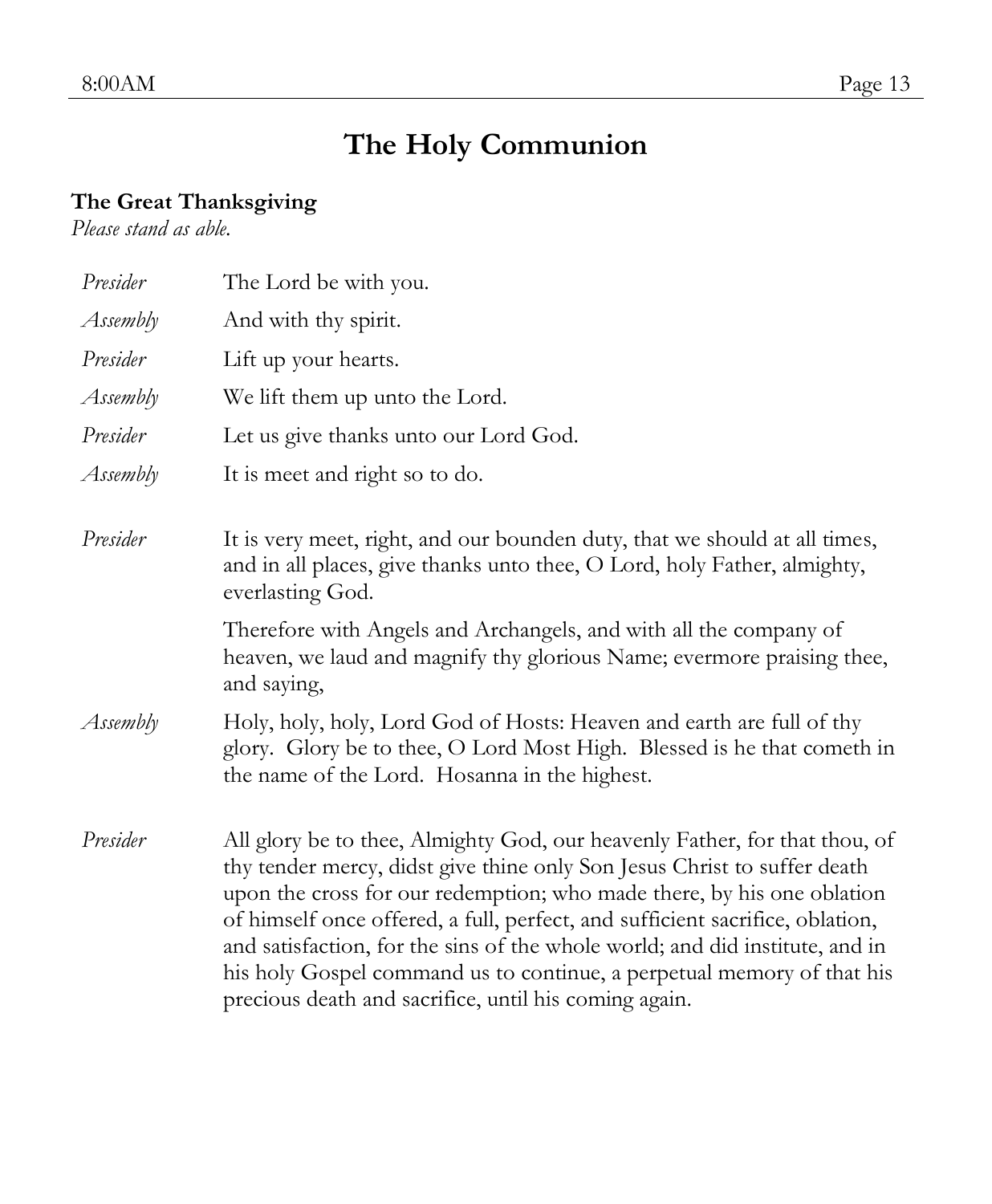# The Holy Communion

**The Great Thanksgiving**

*Please stand as able.*

| | |
|---|---|
| *Presider* | The Lord be with you. |
| *Assembly* | And with thy spirit. |
| *Presider* | Lift up your hearts. |
| *Assembly* | We lift them up unto the Lord. |
| *Presider* | Let us give thanks unto our Lord God. |
| *Assembly* | It is meet and right so to do. |

*Presider* It is very meet, right, and our bounden duty, that we should at all times, and in all places, give thanks unto thee, O Lord, holy Father, almighty, everlasting God.

Therefore with Angels and Archangels, and with all the company of heaven, we laud and magnify thy glorious Name; evermore praising thee, and saying,

*Assembly* Holy, holy, holy, Lord God of Hosts: Heaven and earth are full of thy glory. Glory be to thee, O Lord Most High. Blessed is he that cometh in the name of the Lord. Hosanna in the highest.

*Presider* All glory be to thee, Almighty God, our heavenly Father, for that thou, of thy tender mercy, didst give thine only Son Jesus Christ to suffer death upon the cross for our redemption; who made there, by his one oblation of himself once offered, a full, perfect, and sufficient sacrifice, oblation, and satisfaction, for the sins of the whole world; and did institute, and in his holy Gospel command us to continue, a perpetual memory of that his precious death and sacrifice, until his coming again.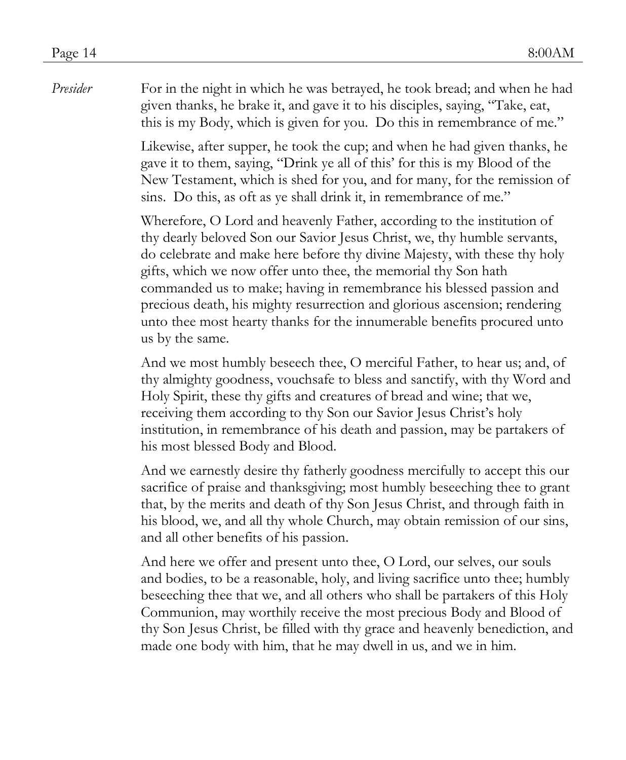*Presider* For in the night in which he was betrayed, he took bread; and when he had given thanks, he brake it, and gave it to his disciples, saying, "Take, eat, this is my Body, which is given for you. Do this in remembrance of me."

Likewise, after supper, he took the cup; and when he had given thanks, he gave it to them, saying, "Drink ye all of this' for this is my Blood of the New Testament, which is shed for you, and for many, for the remission of sins. Do this, as oft as ye shall drink it, in remembrance of me."

Wherefore, O Lord and heavenly Father, according to the institution of thy dearly beloved Son our Savior Jesus Christ, we, thy humble servants, do celebrate and make here before thy divine Majesty, with these thy holy gifts, which we now offer unto thee, the memorial thy Son hath commanded us to make; having in remembrance his blessed passion and precious death, his mighty resurrection and glorious ascension; rendering unto thee most hearty thanks for the innumerable benefits procured unto us by the same.

And we most humbly beseech thee, O merciful Father, to hear us; and, of thy almighty goodness, vouchsafe to bless and sanctify, with thy Word and Holy Spirit, these thy gifts and creatures of bread and wine; that we, receiving them according to thy Son our Savior Jesus Christ's holy institution, in remembrance of his death and passion, may be partakers of his most blessed Body and Blood.

And we earnestly desire thy fatherly goodness mercifully to accept this our sacrifice of praise and thanksgiving; most humbly beseeching thee to grant that, by the merits and death of thy Son Jesus Christ, and through faith in his blood, we, and all thy whole Church, may obtain remission of our sins, and all other benefits of his passion.

And here we offer and present unto thee, O Lord, our selves, our souls and bodies, to be a reasonable, holy, and living sacrifice unto thee; humbly beseeching thee that we, and all others who shall be partakers of this Holy Communion, may worthily receive the most precious Body and Blood of thy Son Jesus Christ, be filled with thy grace and heavenly benediction, and made one body with him, that he may dwell in us, and we in him.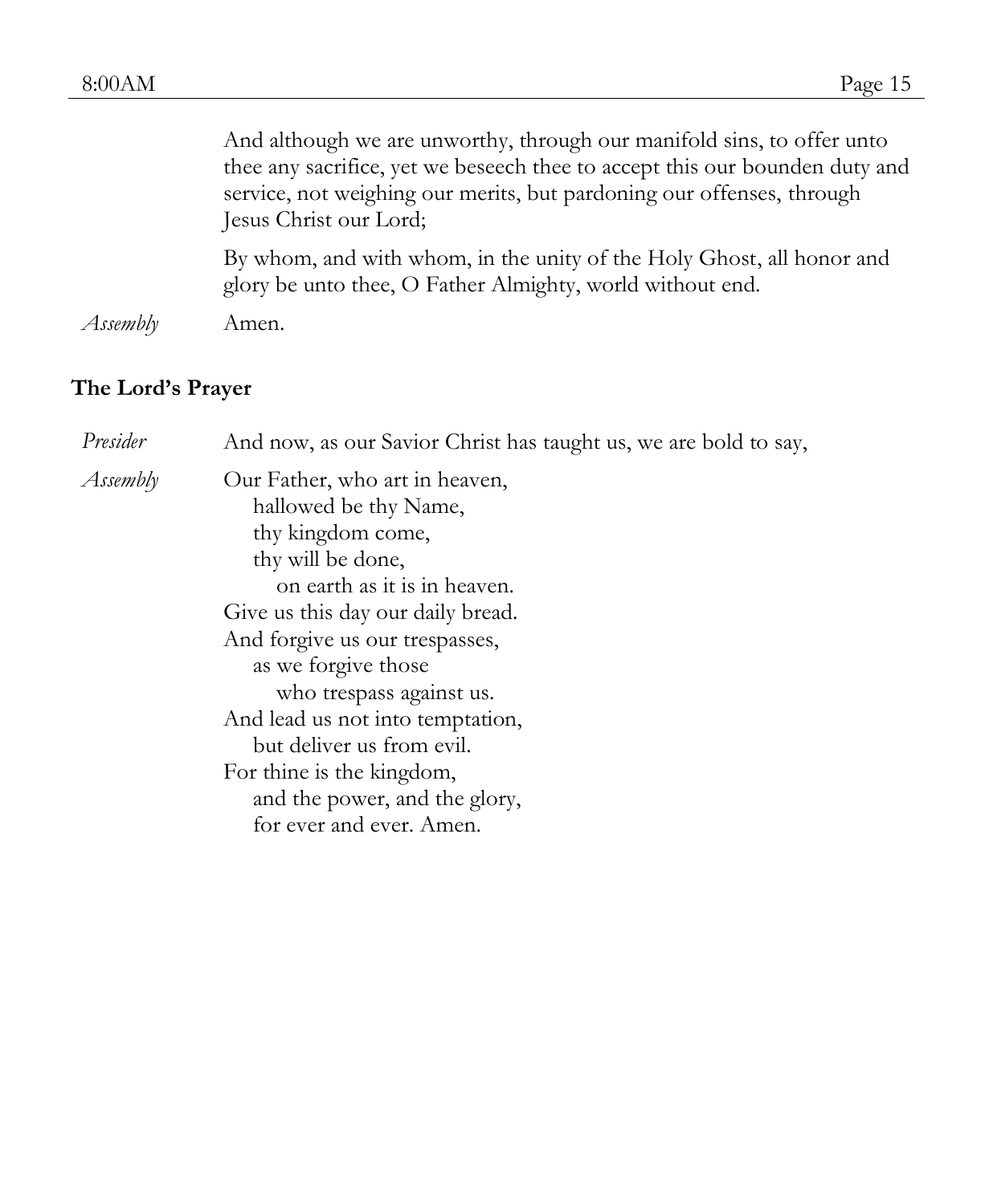And although we are unworthy, through our manifold sins, to offer unto thee any sacrifice, yet we beseech thee to accept this our bounden duty and service, not weighing our merits, but pardoning our offenses, through Jesus Christ our Lord;

By whom, and with whom, in the unity of the Holy Ghost, all honor and glory be unto thee, O Father Almighty, world without end.

*Assembly* Amen.

**The Lord's Prayer**

*Presider* And now, as our Savior Christ has taught us, we are bold to say,

*Assembly* Our Father, who art in heaven,
hallowed be thy Name,
thy kingdom come,
thy will be done,
on earth as it is in heaven.
Give us this day our daily bread.
And forgive us our trespasses,
as we forgive those
who trespass against us.
And lead us not into temptation,
but deliver us from evil.
For thine is the kingdom,
and the power, and the glory,
for ever and ever. Amen.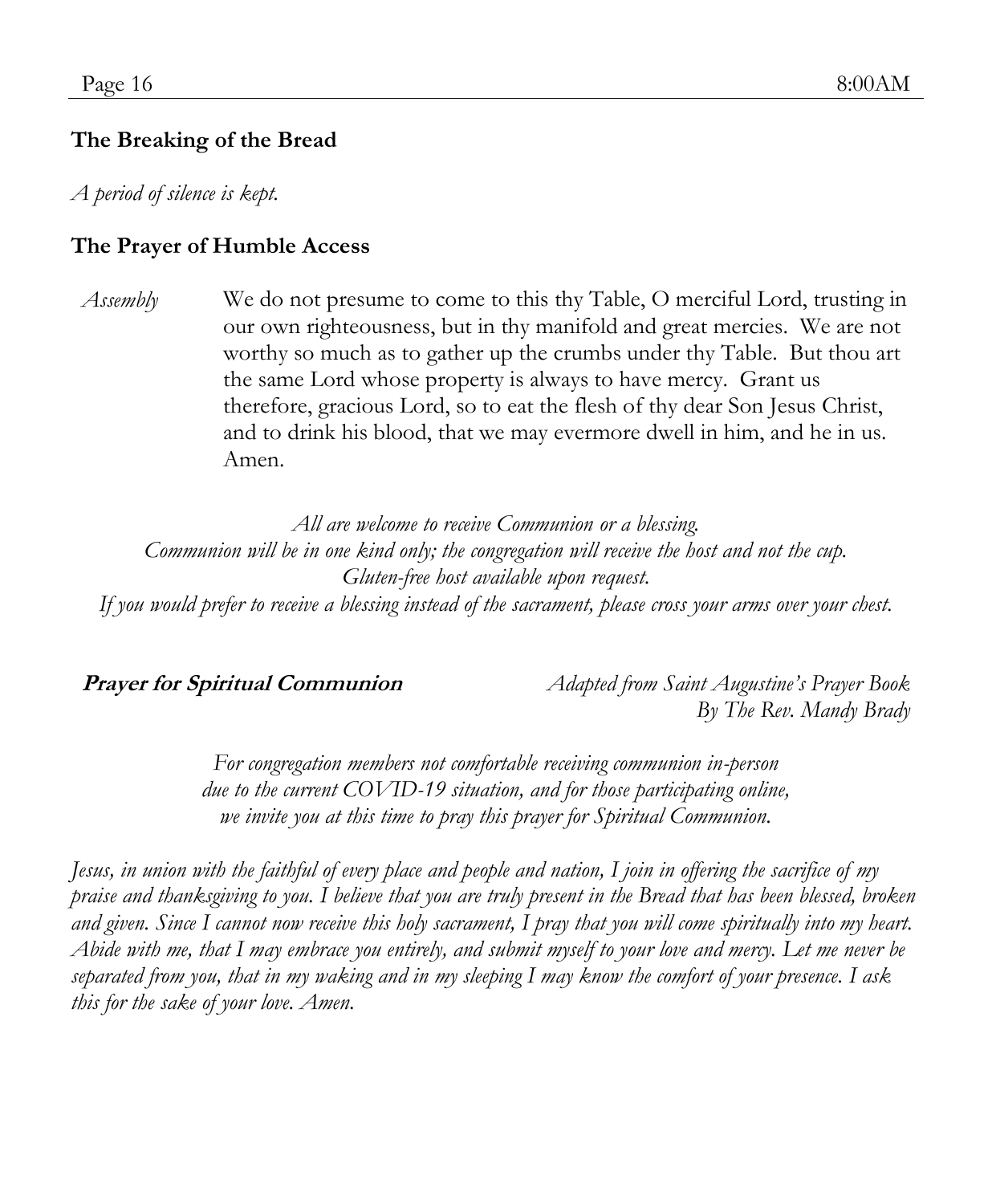### The Breaking of the Bread

*A period of silence is kept.*

### The Prayer of Humble Access

*Assembly* We do not presume to come to this thy Table, O merciful Lord, trusting in our own righteousness, but in thy manifold and great mercies. We are not worthy so much as to gather up the crumbs under thy Table. But thou art the same Lord whose property is always to have mercy. Grant us therefore, gracious Lord, so to eat the flesh of thy dear Son Jesus Christ, and to drink his blood, that we may evermore dwell in him, and he in us. Amen.

*All are welcome to receive Communion or a blessing.*
*Communion will be in one kind only; the congregation will receive the host and not the cup.*
*Gluten-free host available upon request.*
*If you would prefer to receive a blessing instead of the sacrament, please cross your arms over your chest.*

**Prayer for Spiritual Communion** *Adapted from Saint Augustine's Prayer Book*
*By The Rev. Mandy Brady*

*For congregation members not comfortable receiving communion in-person due to the current COVID-19 situation, and for those participating online, we invite you at this time to pray this prayer for Spiritual Communion.*

*Jesus, in union with the faithful of every place and people and nation, I join in offering the sacrifice of my praise and thanksgiving to you. I believe that you are truly present in the Bread that has been blessed, broken and given. Since I cannot now receive this holy sacrament, I pray that you will come spiritually into my heart. Abide with me, that I may embrace you entirely, and submit myself to your love and mercy. Let me never be separated from you, that in my waking and in my sleeping I may know the comfort of your presence. I ask this for the sake of your love. Amen.*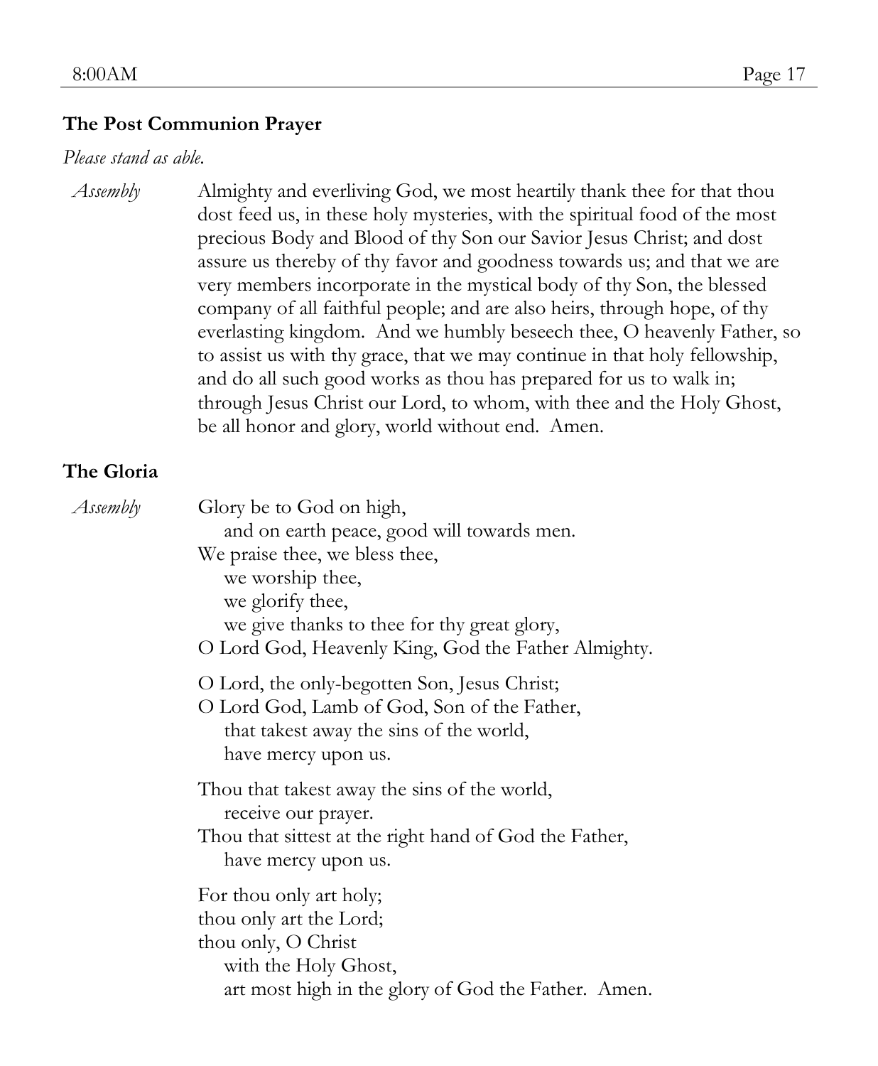### The Post Communion Prayer

*Please stand as able.*

*Assembly* Almighty and everliving God, we most heartily thank thee for that thou dost feed us, in these holy mysteries, with the spiritual food of the most precious Body and Blood of thy Son our Savior Jesus Christ; and dost assure us thereby of thy favor and goodness towards us; and that we are very members incorporate in the mystical body of thy Son, the blessed company of all faithful people; and are also heirs, through hope, of thy everlasting kingdom. And we humbly beseech thee, O heavenly Father, so to assist us with thy grace, that we may continue in that holy fellowship, and do all such good works as thou has prepared for us to walk in; through Jesus Christ our Lord, to whom, with thee and the Holy Ghost, be all honor and glory, world without end. Amen.

### The Gloria

*Assembly* Glory be to God on high,
    and on earth peace, good will towards men.
We praise thee, we bless thee,
    we worship thee,
    we glorify thee,
    we give thanks to thee for thy great glory,
O Lord God, Heavenly King, God the Father Almighty.

O Lord, the only-begotten Son, Jesus Christ;
O Lord God, Lamb of God, Son of the Father,
    that takest away the sins of the world,
    have mercy upon us.

Thou that takest away the sins of the world,
    receive our prayer.
Thou that sittest at the right hand of God the Father,
    have mercy upon us.

For thou only art holy;
thou only art the Lord;
thou only, O Christ
    with the Holy Ghost,
    art most high in the glory of God the Father. Amen.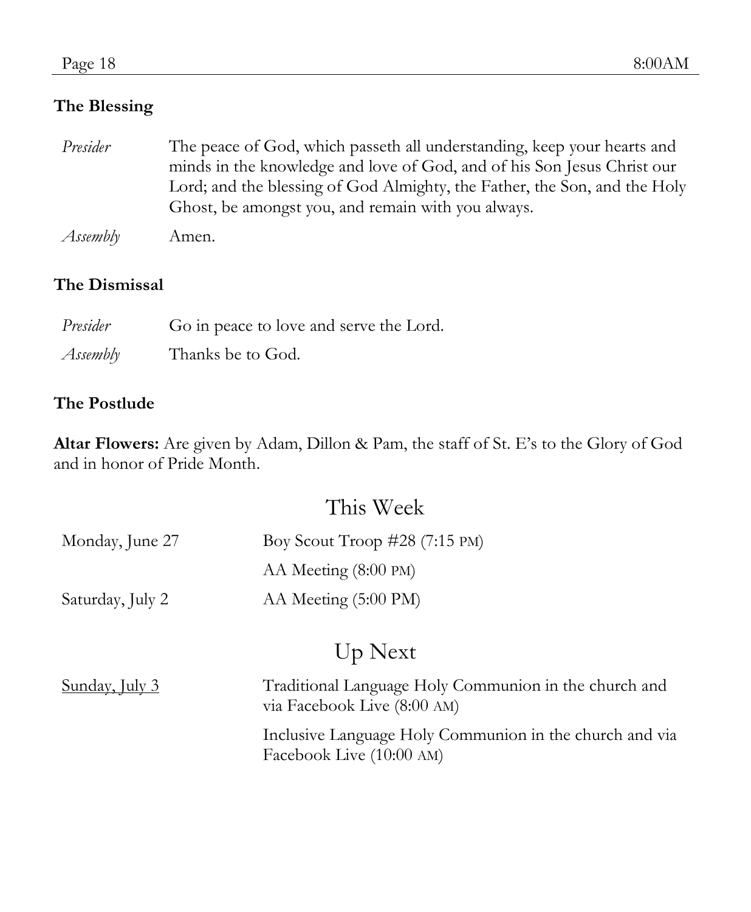### The Blessing

| | |
|---|---|
| *Presider* | The peace of God, which passeth all understanding, keep your hearts and minds in the knowledge and love of God, and of his Son Jesus Christ our Lord; and the blessing of God Almighty, the Father, the Son, and the Holy Ghost, be amongst you, and remain with you always. |
| *Assembly* | Amen. |

### The Dismissal

| | |
|---|---|
| *Presider* | Go in peace to love and serve the Lord. |
| *Assembly* | Thanks be to God. |

### The Postlude

**Altar Flowers:** Are given by Adam, Dillon & Pam, the staff of St. E's to the Glory of God and in honor of Pride Month.

## This Week

| | |
|---|---|
| Monday, June 27 | Boy Scout Troop #28 (7:15 PM) |
| | AA Meeting (8:00 PM) |
| Saturday, July 2 | AA Meeting (5:00 PM) |

## Up Next

| | |
|---|---|
| <u>Sunday, July 3</u> | Traditional Language Holy Communion in the church and via Facebook Live (8:00 AM) |
| | Inclusive Language Holy Communion in the church and via Facebook Live (10:00 AM) |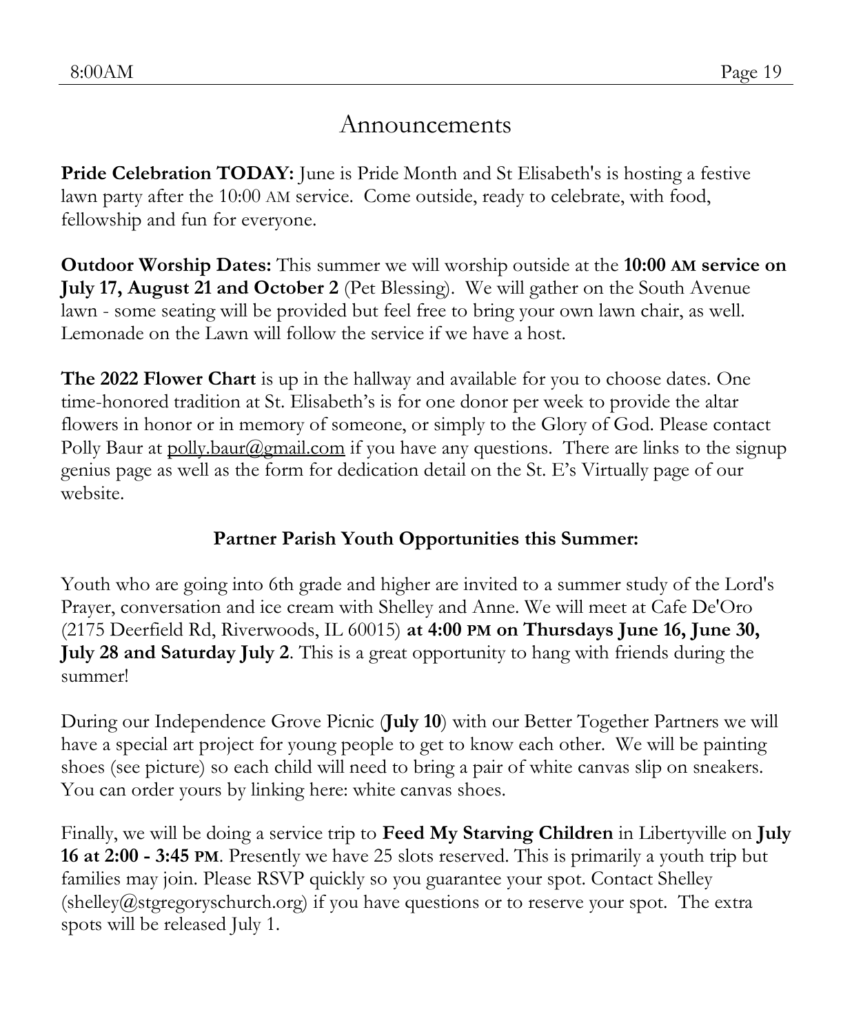# Announcements

**Pride Celebration TODAY:** June is Pride Month and St Elisabeth's is hosting a festive lawn party after the 10:00 AM service. Come outside, ready to celebrate, with food, fellowship and fun for everyone.

**Outdoor Worship Dates:** This summer we will worship outside at the **10:00 AM service on July 17, August 21 and October 2** (Pet Blessing). We will gather on the South Avenue lawn - some seating will be provided but feel free to bring your own lawn chair, as well. Lemonade on the Lawn will follow the service if we have a host.

**The 2022 Flower Chart** is up in the hallway and available for you to choose dates. One time-honored tradition at St. Elisabeth's is for one donor per week to provide the altar flowers in honor or in memory of someone, or simply to the Glory of God. Please contact Polly Baur at polly.baur@gmail.com if you have any questions. There are links to the signup genius page as well as the form for dedication detail on the St. E's Virtually page of our website.

**Partner Parish Youth Opportunities this Summer:**

Youth who are going into 6th grade and higher are invited to a summer study of the Lord's Prayer, conversation and ice cream with Shelley and Anne. We will meet at Cafe De'Oro (2175 Deerfield Rd, Riverwoods, IL 60015) **at 4:00 PM on Thursdays June 16, June 30, July 28 and Saturday July 2**. This is a great opportunity to hang with friends during the summer!

During our Independence Grove Picnic (**July 10**) with our Better Together Partners we will have a special art project for young people to get to know each other. We will be painting shoes (see picture) so each child will need to bring a pair of white canvas slip on sneakers. You can order yours by linking here: white canvas shoes.

Finally, we will be doing a service trip to **Feed My Starving Children** in Libertyville on **July 16 at 2:00 - 3:45 PM**. Presently we have 25 slots reserved. This is primarily a youth trip but families may join. Please RSVP quickly so you guarantee your spot. Contact Shelley (shelley@stgregoryschurch.org) if you have questions or to reserve your spot. The extra spots will be released July 1.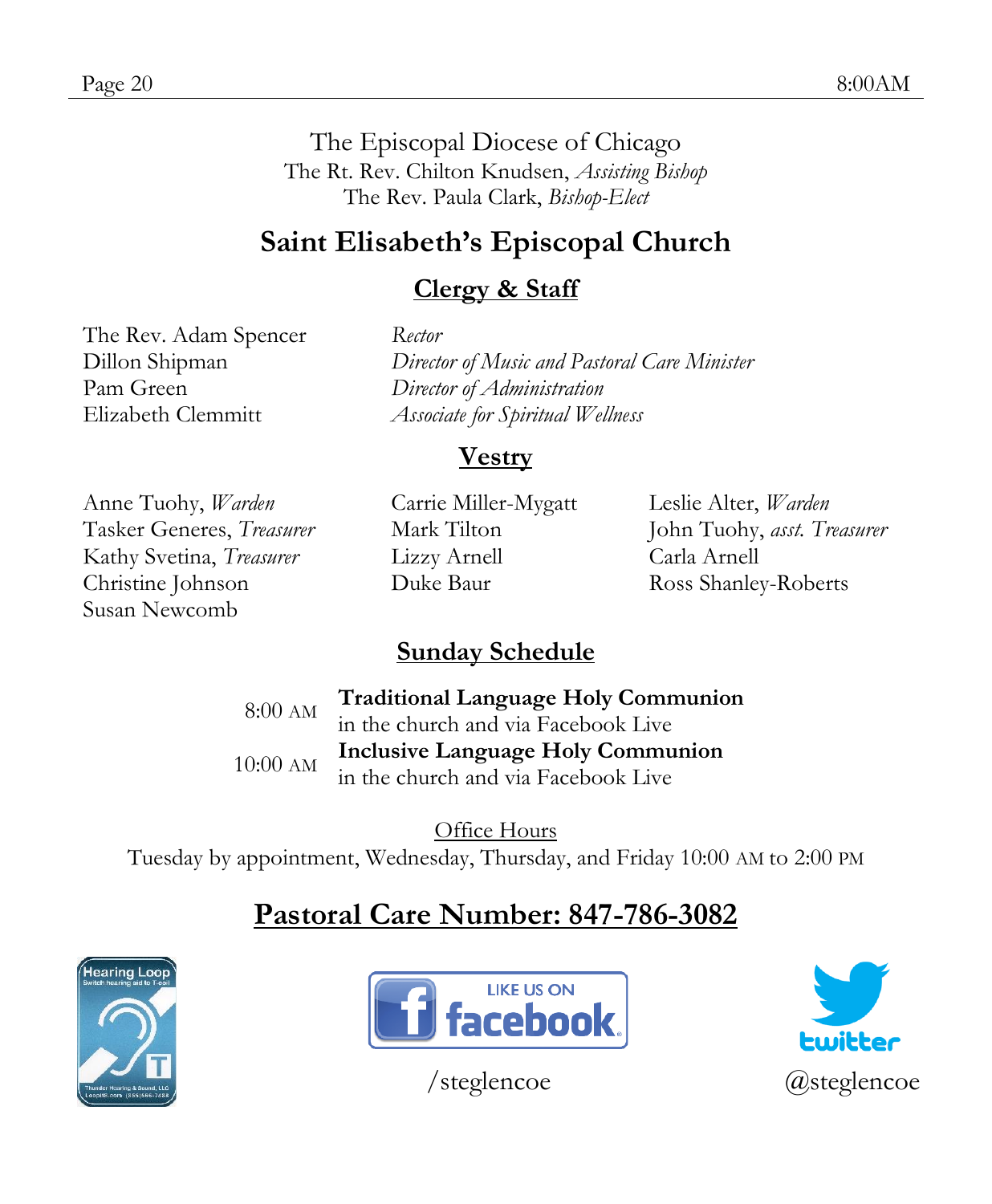The Episcopal Diocese of Chicago
The Rt. Rev. Chilton Knudsen, *Assisting Bishop*
The Rev. Paula Clark, *Bishop-Elect*

# Saint Elisabeth's Episcopal Church

## Clergy & Staff

| | |
|---|---|
| The Rev. Adam Spencer | *Rector* |
| Dillon Shipman | *Director of Music and Pastoral Care Minister* |
| Pam Green | *Director of Administration* |
| Elizabeth Clemmitt | *Associate for Spiritual Wellness* |

## Vestry

| | | |
|---|---|---|
| Anne Tuohy, *Warden* | Carrie Miller-Mygatt | Leslie Alter, *Warden* |
| Tasker Generes, *Treasurer* | Mark Tilton | John Tuohy, *asst. Treasurer* |
| Kathy Svetina, *Treasurer* | Lizzy Arnell | Carla Arnell |
| Christine Johnson | Duke Baur | Ross Shanley-Roberts |
| Susan Newcomb | | |

## Sunday Schedule

| | |
|---|---|
| 8:00 AM | **Traditional Language Holy Communion** in the church and via Facebook Live |
| 10:00 AM | **Inclusive Language Holy Communion** in the church and via Facebook Live |

Office Hours

Tuesday by appointment, Wednesday, Thursday, and Friday 10:00 AM to 2:00 PM

## Pastoral Care Number: 847-786-3082

Hearing Loop
Switch hearing aid to T-coil
Thunder Hearing & Sound, LLC
Loop18.com (855)566-7488

LIKE US ON facebook

/steglencoe

twitter

@steglencoe